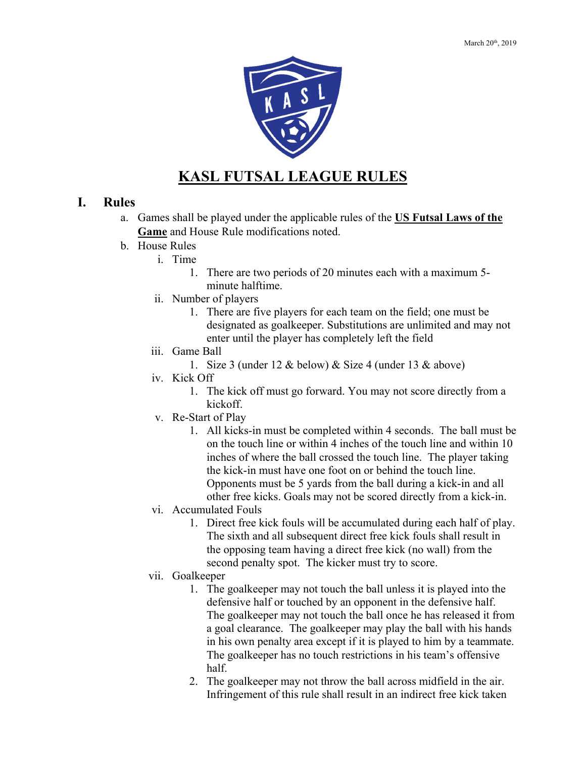March 20th, 2019

# KASL FUTSAL LEAGUE RULES

## I. Rules

a. Games shall be played under the applicable rules of the **US Futsal Laws of the Game** and House Rule modifications noted.

b. House Rules

   i. Time

      1. There are two periods of 20 minutes each with a maximum 5-minute halftime.

   ii. Number of players

      1. There are five players for each team on the field; one must be designated as goalkeeper. Substitutions are unlimited and may not enter until the player has completely left the field

   iii. Game Ball

      1. Size 3 (under 12 & below) & Size 4 (under 13 & above)

   iv. Kick Off

      1. The kick off must go forward. You may not score directly from a kickoff.

   v. Re-Start of Play

      1. All kicks-in must be completed within 4 seconds. The ball must be on the touch line or within 4 inches of the touch line and within 10 inches of where the ball crossed the touch line. The player taking the kick-in must have one foot on or behind the touch line. Opponents must be 5 yards from the ball during a kick-in and all other free kicks. Goals may not be scored directly from a kick-in.

   vi. Accumulated Fouls

      1. Direct free kick fouls will be accumulated during each half of play. The sixth and all subsequent direct free kick fouls shall result in the opposing team having a direct free kick (no wall) from the second penalty spot. The kicker must try to score.

   vii. Goalkeeper

      1. The goalkeeper may not touch the ball unless it is played into the defensive half or touched by an opponent in the defensive half. The goalkeeper may not touch the ball once he has released it from a goal clearance. The goalkeeper may play the ball with his hands in his own penalty area except if it is played to him by a teammate. The goalkeeper has no touch restrictions in his team's offensive half.

      2. The goalkeeper may not throw the ball across midfield in the air. Infringement of this rule shall result in an indirect free kick taken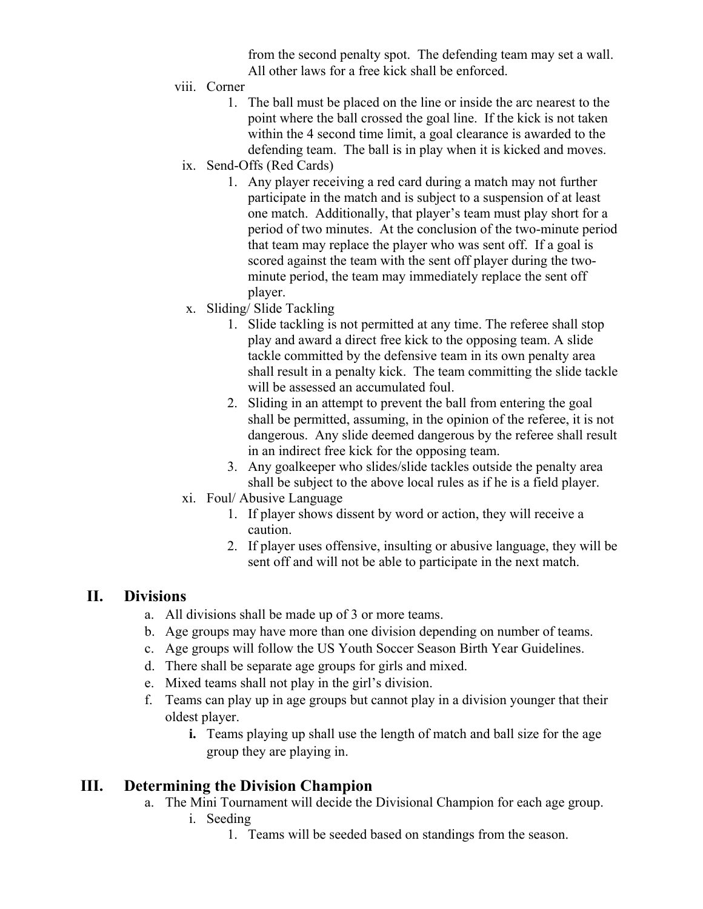from the second penalty spot. The defending team may set a wall. All other laws for a free kick shall be enforced.

viii. Corner
   1. The ball must be placed on the line or inside the arc nearest to the point where the ball crossed the goal line. If the kick is not taken within the 4 second time limit, a goal clearance is awarded to the defending team. The ball is in play when it is kicked and moves.

ix. Send-Offs (Red Cards)
   1. Any player receiving a red card during a match may not further participate in the match and is subject to a suspension of at least one match. Additionally, that player's team must play short for a period of two minutes. At the conclusion of the two-minute period that team may replace the player who was sent off. If a goal is scored against the team with the sent off player during the two-minute period, the team may immediately replace the sent off player.

x. Sliding/ Slide Tackling
   1. Slide tackling is not permitted at any time. The referee shall stop play and award a direct free kick to the opposing team. A slide tackle committed by the defensive team in its own penalty area shall result in a penalty kick. The team committing the slide tackle will be assessed an accumulated foul.
   2. Sliding in an attempt to prevent the ball from entering the goal shall be permitted, assuming, in the opinion of the referee, it is not dangerous. Any slide deemed dangerous by the referee shall result in an indirect free kick for the opposing team.
   3. Any goalkeeper who slides/slide tackles outside the penalty area shall be subject to the above local rules as if he is a field player.

xi. Foul/ Abusive Language
   1. If player shows dissent by word or action, they will receive a caution.
   2. If player uses offensive, insulting or abusive language, they will be sent off and will not be able to participate in the next match.

## II. Divisions

a. All divisions shall be made up of 3 or more teams.
b. Age groups may have more than one division depending on number of teams.
c. Age groups will follow the US Youth Soccer Season Birth Year Guidelines.
d. There shall be separate age groups for girls and mixed.
e. Mixed teams shall not play in the girl's division.
f. Teams can play up in age groups but cannot play in a division younger that their oldest player.
   **i.** Teams playing up shall use the length of match and ball size for the age group they are playing in.

## III. Determining the Division Champion

a. The Mini Tournament will decide the Divisional Champion for each age group.
   i. Seeding
      1. Teams will be seeded based on standings from the season.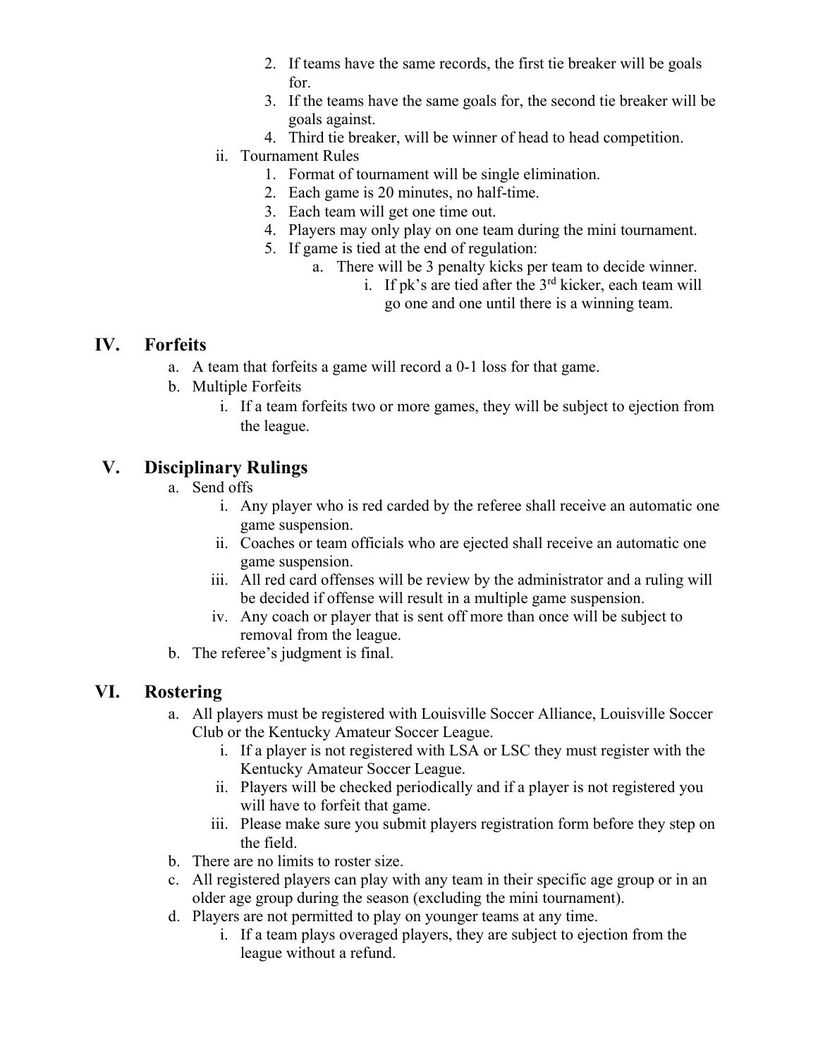2. If teams have the same records, the first tie breaker will be goals for.
3. If the teams have the same goals for, the second tie breaker will be goals against.
4. Third tie breaker, will be winner of head to head competition.

- ii. Tournament Rules
  1. Format of tournament will be single elimination.
  2. Each game is 20 minutes, no half-time.
  3. Each team will get one time out.
  4. Players may only play on one team during the mini tournament.
  5. If game is tied at the end of regulation:
     - a. There will be 3 penalty kicks per team to decide winner.
       - i. If pk's are tied after the 3rd kicker, each team will go one and one until there is a winning team.

## IV. Forfeits

- a. A team that forfeits a game will record a 0-1 loss for that game.
- b. Multiple Forfeits
  - i. If a team forfeits two or more games, they will be subject to ejection from the league.

## V. Disciplinary Rulings

- a. Send offs
  - i. Any player who is red carded by the referee shall receive an automatic one game suspension.
  - ii. Coaches or team officials who are ejected shall receive an automatic one game suspension.
  - iii. All red card offenses will be review by the administrator and a ruling will be decided if offense will result in a multiple game suspension.
  - iv. Any coach or player that is sent off more than once will be subject to removal from the league.
- b. The referee's judgment is final.

## VI. Rostering

- a. All players must be registered with Louisville Soccer Alliance, Louisville Soccer Club or the Kentucky Amateur Soccer League.
  - i. If a player is not registered with LSA or LSC they must register with the Kentucky Amateur Soccer League.
  - ii. Players will be checked periodically and if a player is not registered you will have to forfeit that game.
  - iii. Please make sure you submit players registration form before they step on the field.
- b. There are no limits to roster size.
- c. All registered players can play with any team in their specific age group or in an older age group during the season (excluding the mini tournament).
- d. Players are not permitted to play on younger teams at any time.
  - i. If a team plays overaged players, they are subject to ejection from the league without a refund.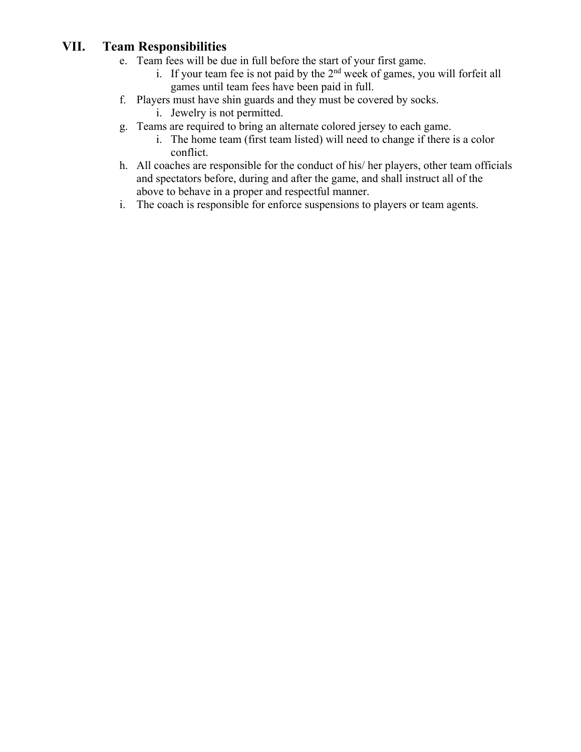## VII. Team Responsibilities

e. Team fees will be due in full before the start of your first game.
    i. If your team fee is not paid by the 2nd week of games, you will forfeit all games until team fees have been paid in full.

f. Players must have shin guards and they must be covered by socks.
    i. Jewelry is not permitted.

g. Teams are required to bring an alternate colored jersey to each game.
    i. The home team (first team listed) will need to change if there is a color conflict.

h. All coaches are responsible for the conduct of his/ her players, other team officials and spectators before, during and after the game, and shall instruct all of the above to behave in a proper and respectful manner.

i. The coach is responsible for enforce suspensions to players or team agents.